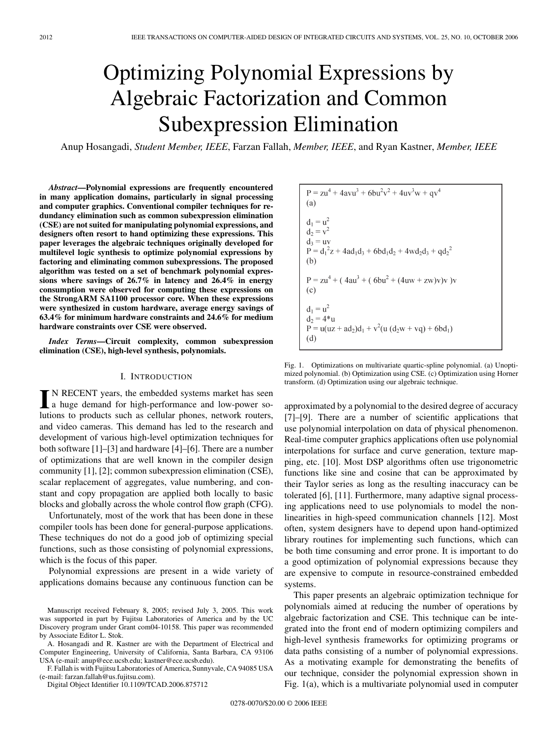# Optimizing Polynomial Expressions by Algebraic Factorization and Common Subexpression Elimination

Anup Hosangadi, *Student Member, IEEE*, Farzan Fallah, *Member, IEEE*, and Ryan Kastner, *Member, IEEE*

***Abstract*—Polynomial expressions are frequently encountered in many application domains, particularly in signal processing and computer graphics. Conventional compiler techniques for redundancy elimination such as common subexpression elimination (CSE) are not suited for manipulating polynomial expressions, and designers often resort to hand optimizing these expressions. This paper leverages the algebraic techniques originally developed for multilevel logic synthesis to optimize polynomial expressions by factoring and eliminating common subexpressions. The proposed algorithm was tested on a set of benchmark polynomial expressions where savings of 26.7% in latency and 26.4% in energy consumption were observed for computing these expressions on the StrongARM SA1100 processor core. When these expressions were synthesized in custom hardware, average energy savings of 63.4% for minimum hardware constraints and 24.6% for medium hardware constraints over CSE were observed.**

***Index Terms*—Circuit complexity, common subexpression elimination (CSE), high-level synthesis, polynomials.**

## I. Introduction

In RECENT years, the embedded systems market has seen a huge demand for high-performance and low-power solutions to products such as cellular phones, network routers, and video cameras. This demand has led to the research and development of various high-level optimization techniques for both software [1]–[3] and hardware [4]–[6]. There are a number of optimizations that are well known in the compiler design community [1], [2]; common subexpression elimination (CSE), scalar replacement of aggregates, value numbering, and constant and copy propagation are applied both locally to basic blocks and globally across the whole control flow graph (CFG).

Unfortunately, most of the work that has been done in these compiler tools has been done for general-purpose applications. These techniques do not do a good job of optimizing special functions, such as those consisting of polynomial expressions, which is the focus of this paper.

Polynomial expressions are present in a wide variety of applications domains because any continuous function can be approximated by a polynomial to the desired degree of accuracy [7]–[9]. There are a number of scientific applications that use polynomial interpolation on data of physical phenomenon. Real-time computer graphics applications often use polynomial interpolations for surface and curve generation, texture mapping, etc. [10]. Most DSP algorithms often use trigonometric functions like sine and cosine that can be approximated by their Taylor series as long as the resulting inaccuracy can be tolerated [6], [11]. Furthermore, many adaptive signal processing applications need to use polynomials to model the nonlinearities in high-speed communication channels [12]. Most often, system designers have to depend upon hand-optimized library routines for implementing such functions, which can be both time consuming and error prone. It is important to do a good optimization of polynomial expressions because they are expensive to compute in resource-constrained embedded systems.

$P = zu^4 + 4avu^3 + 6bu^2v^2 + 4uv^3w + qv^4$
(a)

$d_1 = u^2$
$d_2 = v^2$
$d_3 = uv$
$P = d_1^2z + 4ad_1d_3 + 6bd_1d_2 + 4wd_2d_3 + qd_2^2$
(b)

$P = zu^4 + (\ 4au^3 + (\ 6bu^2 + (4uw + zw)v)v\ )v$
(c)

$d_1 = u^2$
$d_2 = 4*u$
$P = u(uz + ad_2)d_1 + v^2(u\ (d_2w + vq) + 6bd_1)$
(d)

Fig. 1. Optimizations on multivariate quartic-spline polynomial. (a) Unoptimized polynomial. (b) Optimization using CSE. (c) Optimization using Horner transform. (d) Optimization using our algebraic technique.

This paper presents an algebraic optimization technique for polynomials aimed at reducing the number of operations by algebraic factorization and CSE. This technique can be integrated into the front end of modern optimizing compilers and high-level synthesis frameworks for optimizing programs or data paths consisting of a number of polynomial expressions. As a motivating example for demonstrating the benefits of our technique, consider the polynomial expression shown in Fig. 1(a), which is a multivariate polynomial used in computer

Manuscript received February 8, 2005; revised July 3, 2005. This work was supported in part by Fujitsu Laboratories of America and by the UC Discovery program under Grant com04-10158. This paper was recommended by Associate Editor L. Stok.

A. Hosangadi and R. Kastner are with the Department of Electrical and Computer Engineering, University of California, Santa Barbara, CA 93106 USA (e-mail: anup@ece.ucsb.edu; kastner@ece.ucsb.edu).

F. Fallah is with Fujitsu Laboratories of America, Sunnyvale, CA 94085 USA (e-mail: farzan.fallah@us.fujitsu.com).

Digital Object Identifier 10.1109/TCAD.2006.875712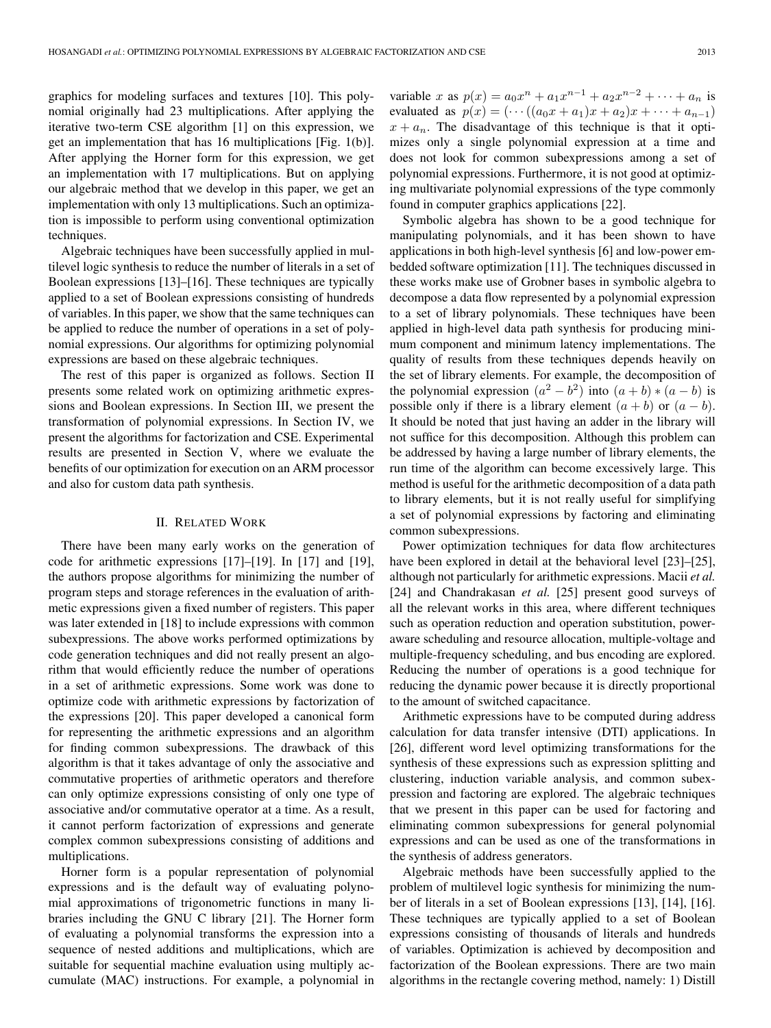graphics for modeling surfaces and textures [10]. This polynomial originally had 23 multiplications. After applying the iterative two-term CSE algorithm [1] on this expression, we get an implementation that has 16 multiplications [Fig. 1(b)]. After applying the Horner form for this expression, we get an implementation with 17 multiplications. But on applying our algebraic method that we develop in this paper, we get an implementation with only 13 multiplications. Such an optimization is impossible to perform using conventional optimization techniques.

Algebraic techniques have been successfully applied in multilevel logic synthesis to reduce the number of literals in a set of Boolean expressions [13]–[16]. These techniques are typically applied to a set of Boolean expressions consisting of hundreds of variables. In this paper, we show that the same techniques can be applied to reduce the number of operations in a set of polynomial expressions. Our algorithms for optimizing polynomial expressions are based on these algebraic techniques.

The rest of this paper is organized as follows. Section II presents some related work on optimizing arithmetic expressions and Boolean expressions. In Section III, we present the transformation of polynomial expressions. In Section IV, we present the algorithms for factorization and CSE. Experimental results are presented in Section V, where we evaluate the benefits of our optimization for execution on an ARM processor and also for custom data path synthesis.

## II. Related Work

There have been many early works on the generation of code for arithmetic expressions [17]–[19]. In [17] and [19], the authors propose algorithms for minimizing the number of program steps and storage references in the evaluation of arithmetic expressions given a fixed number of registers. This paper was later extended in [18] to include expressions with common subexpressions. The above works performed optimizations by code generation techniques and did not really present an algorithm that would efficiently reduce the number of operations in a set of arithmetic expressions. Some work was done to optimize code with arithmetic expressions by factorization of the expressions [20]. This paper developed a canonical form for representing the arithmetic expressions and an algorithm for finding common subexpressions. The drawback of this algorithm is that it takes advantage of only the associative and commutative properties of arithmetic operators and therefore can only optimize expressions consisting of only one type of associative and/or commutative operator at a time. As a result, it cannot perform factorization of expressions and generate complex common subexpressions consisting of additions and multiplications.

Horner form is a popular representation of polynomial expressions and is the default way of evaluating polynomial approximations of trigonometric functions in many libraries including the GNU C library [21]. The Horner form of evaluating a polynomial transforms the expression into a sequence of nested additions and multiplications, which are suitable for sequential machine evaluation using multiply accumulate (MAC) instructions. For example, a polynomial in variable $x$ as $p(x) = a_0x^n + a_1x^{n-1} + a_2x^{n-2} + \cdots + a_n$ is evaluated as $p(x) = (\cdots((a_0x + a_1)x + a_2)x + \cdots + a_{n-1})x + a_n$. The disadvantage of this technique is that it optimizes only a single polynomial expression at a time and does not look for common subexpressions among a set of polynomial expressions. Furthermore, it is not good at optimizing multivariate polynomial expressions of the type commonly found in computer graphics applications [22].

Symbolic algebra has shown to be a good technique for manipulating polynomials, and it has been shown to have applications in both high-level synthesis [6] and low-power embedded software optimization [11]. The techniques discussed in these works make use of Grobner bases in symbolic algebra to decompose a data flow represented by a polynomial expression to a set of library polynomials. These techniques have been applied in high-level data path synthesis for producing minimum component and minimum latency implementations. The quality of results from these techniques depends heavily on the set of library elements. For example, the decomposition of the polynomial expression $(a^2 - b^2)$ into $(a + b) * (a - b)$ is possible only if there is a library element $(a + b)$ or $(a - b)$. It should be noted that just having an adder in the library will not suffice for this decomposition. Although this problem can be addressed by having a large number of library elements, the run time of the algorithm can become excessively large. This method is useful for the arithmetic decomposition of a data path to library elements, but it is not really useful for simplifying a set of polynomial expressions by factoring and eliminating common subexpressions.

Power optimization techniques for data flow architectures have been explored in detail at the behavioral level [23]–[25], although not particularly for arithmetic expressions. Macii *et al.* [24] and Chandrakasan *et al.* [25] present good surveys of all the relevant works in this area, where different techniques such as operation reduction and operation substitution, power-aware scheduling and resource allocation, multiple-voltage and multiple-frequency scheduling, and bus encoding are explored. Reducing the number of operations is a good technique for reducing the dynamic power because it is directly proportional to the amount of switched capacitance.

Arithmetic expressions have to be computed during address calculation for data transfer intensive (DTI) applications. In [26], different word level optimizing transformations for the synthesis of these expressions such as expression splitting and clustering, induction variable analysis, and common subexpression and factoring are explored. The algebraic techniques that we present in this paper can be used for factoring and eliminating common subexpressions for general polynomial expressions and can be used as one of the transformations in the synthesis of address generators.

Algebraic methods have been successfully applied to the problem of multilevel logic synthesis for minimizing the number of literals in a set of Boolean expressions [13], [14], [16]. These techniques are typically applied to a set of Boolean expressions consisting of thousands of literals and hundreds of variables. Optimization is achieved by decomposition and factorization of the Boolean expressions. There are two main algorithms in the rectangle covering method, namely: 1) Distill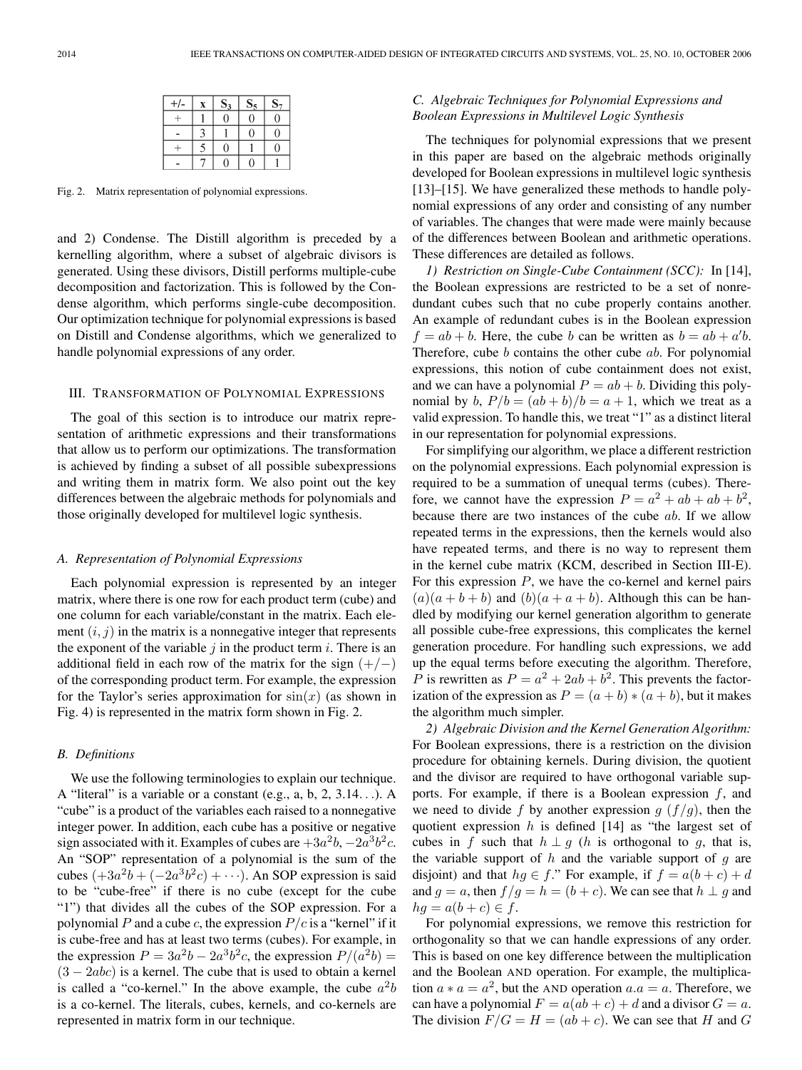| +/- | x | $S_3$ | $S_5$ | $S_7$ |
|---|---|---|---|---|
| + | 1 | 0 | 0 | 0 |
| - | 3 | 1 | 0 | 0 |
| + | 5 | 0 | 1 | 0 |
| - | 7 | 0 | 0 | 1 |

Fig. 2. Matrix representation of polynomial expressions.

and 2) Condense. The Distill algorithm is preceded by a kernelling algorithm, where a subset of algebraic divisors is generated. Using these divisors, Distill performs multiple-cube decomposition and factorization. This is followed by the Condense algorithm, which performs single-cube decomposition. Our optimization technique for polynomial expressions is based on Distill and Condense algorithms, which we generalized to handle polynomial expressions of any order.

## III. Transformation of Polynomial Expressions

The goal of this section is to introduce our matrix representation of arithmetic expressions and their transformations that allow us to perform our optimizations. The transformation is achieved by finding a subset of all possible subexpressions and writing them in matrix form. We also point out the key differences between the algebraic methods for polynomials and those originally developed for multilevel logic synthesis.

### A. Representation of Polynomial Expressions

Each polynomial expression is represented by an integer matrix, where there is one row for each product term (cube) and one column for each variable/constant in the matrix. Each element $(i, j)$ in the matrix is a nonnegative integer that represents the exponent of the variable $j$ in the product term $i$. There is an additional field in each row of the matrix for the sign $(+/-)$ of the corresponding product term. For example, the expression for the Taylor's series approximation for $\sin(x)$ (as shown in Fig. 4) is represented in the matrix form shown in Fig. 2.

### B. Definitions

We use the following terminologies to explain our technique. A "literal" is a variable or a constant (e.g., a, b, 2, 3.14...). A "cube" is a product of the variables each raised to a nonnegative integer power. In addition, each cube has a positive or negative sign associated with it. Examples of cubes are $+3a^2b$, $-2a^3b^2c$. An "SOP" representation of a polynomial is the sum of the cubes $(+3a^2b + (-2a^3b^2c) + \cdots)$. An SOP expression is said to be "cube-free" if there is no cube (except for the cube "1") that divides all the cubes of the SOP expression. For a polynomial $P$ and a cube $c$, the expression $P/c$ is a "kernel" if it is cube-free and has at least two terms (cubes). For example, in the expression $P = 3a^2b - 2a^3b^2c$, the expression $P/(a^2b) = (3 - 2abc)$ is a kernel. The cube that is used to obtain a kernel is called a "co-kernel." In the above example, the cube $a^2b$ is a co-kernel. The literals, cubes, kernels, and co-kernels are represented in matrix form in our technique.

### C. Algebraic Techniques for Polynomial Expressions and Boolean Expressions in Multilevel Logic Synthesis

The techniques for polynomial expressions that we present in this paper are based on the algebraic methods originally developed for Boolean expressions in multilevel logic synthesis [13]–[15]. We have generalized these methods to handle polynomial expressions of any order and consisting of any number of variables. The changes that were made were mainly because of the differences between Boolean and arithmetic operations. These differences are detailed as follows.

*1) Restriction on Single-Cube Containment (SCC):* In [14], the Boolean expressions are restricted to be a set of nonredundant cubes such that no cube properly contains another. An example of redundant cubes is in the Boolean expression $f = ab + b$. Here, the cube $b$ can be written as $b = ab + a'b$. Therefore, cube $b$ contains the other cube $ab$. For polynomial expressions, this notion of cube containment does not exist, and we can have a polynomial $P = ab + b$. Dividing this polynomial by $b$, $P/b = (ab + b)/b = a + 1$, which we treat as a valid expression. To handle this, we treat "1" as a distinct literal in our representation for polynomial expressions.

For simplifying our algorithm, we place a different restriction on the polynomial expressions. Each polynomial expression is required to be a summation of unequal terms (cubes). Therefore, we cannot have the expression $P = a^2 + ab + ab + b^2$, because there are two instances of the cube $ab$. If we allow repeated terms in the expressions, then the kernels would also have repeated terms, and there is no way to represent them in the kernel cube matrix (KCM, described in Section III-E). For this expression $P$, we have the co-kernel and kernel pairs $(a)(a + b + b)$ and $(b)(a + a + b)$. Although this can be handled by modifying our kernel generation algorithm to generate all possible cube-free expressions, this complicates the kernel generation procedure. For handling such expressions, we add up the equal terms before executing the algorithm. Therefore, $P$ is rewritten as $P = a^2 + 2ab + b^2$. This prevents the factorization of the expression as $P = (a + b) * (a + b)$, but it makes the algorithm much simpler.

*2) Algebraic Division and the Kernel Generation Algorithm:* For Boolean expressions, there is a restriction on the division procedure for obtaining kernels. During division, the quotient and the divisor are required to have orthogonal variable supports. For example, if there is a Boolean expression $f$, and we need to divide $f$ by another expression $g$ $(f/g)$, then the quotient expression $h$ is defined [14] as "the largest set of cubes in $f$ such that $h \perp g$ ($h$ is orthogonal to $g$, that is, the variable support of $h$ and the variable support of $g$ are disjoint) and that $hg \in f$." For example, if $f = a(b + c) + d$ and $g = a$, then $f/g = h = (b + c)$. We can see that $h \perp g$ and $hg = a(b + c) \in f$.

For polynomial expressions, we remove this restriction for orthogonality so that we can handle expressions of any order. This is based on one key difference between the multiplication and the Boolean AND operation. For example, the multiplication $a * a = a^2$, but the AND operation $a.a = a$. Therefore, we can have a polynomial $F = a(ab + c) + d$ and a divisor $G = a$. The division $F/G = H = (ab + c)$. We can see that $H$ and $G$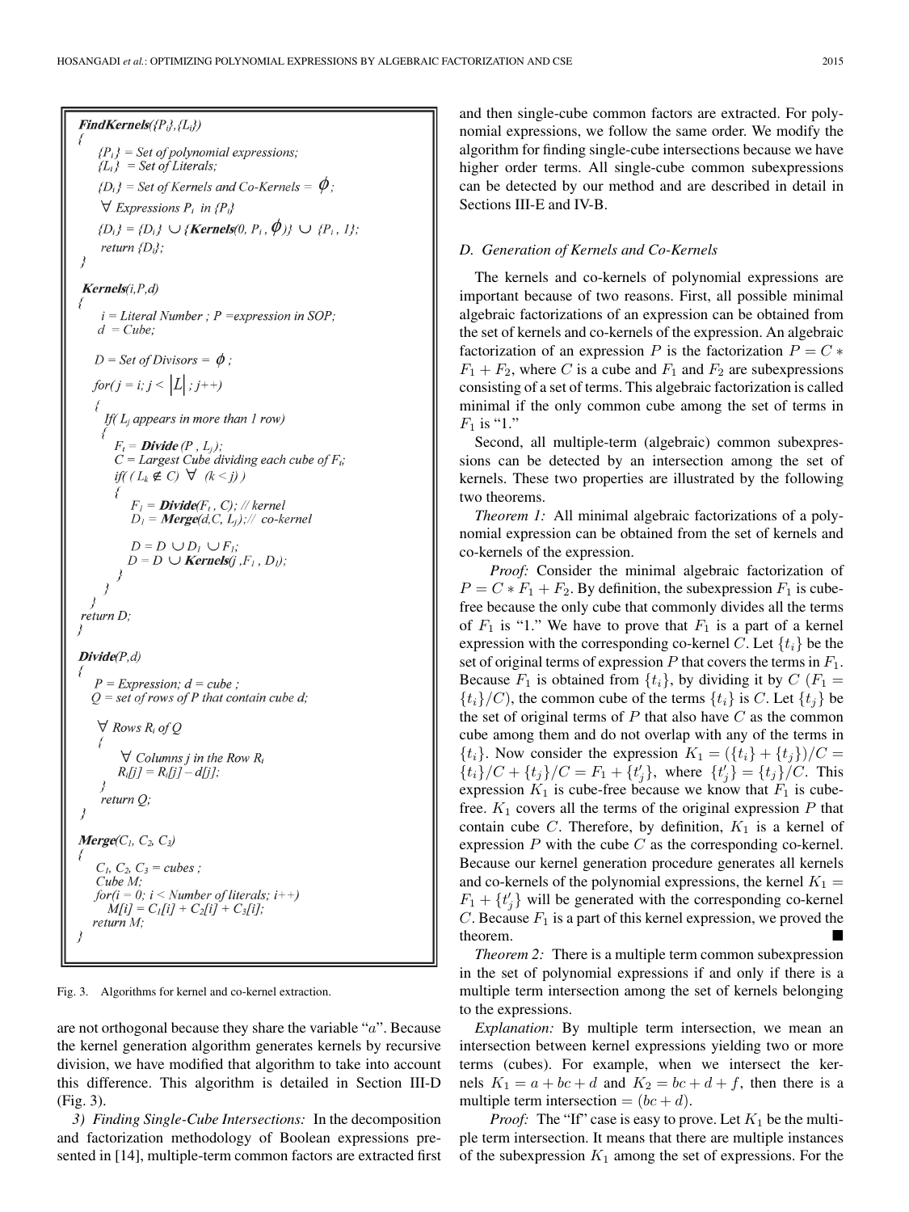```
FindKernels({Pi},{Li})
{
   {Pi} = Set of polynomial expressions;
   {Li} = Set of Literals;
   {Di} = Set of Kernels and Co-Kernels = ϕ;
   ∀ Expressions Pi in {Pi}
   {Di} = {Di} ∪ {Kernels(0, Pi , ϕ)} ∪ {Pi , 1};
   return {Di};
}

Kernels(i,P,d)
{
   i = Literal Number ; P =expression in SOP;
   d = Cube;

   D = Set of Divisors = ϕ ;
   for( j = i; j < |L| ; j++)
   {
      If( Lj appears in more than 1 row)
      {
         Ft = Divide (P , Lj);
         C = Largest Cube dividing each cube of Ft;
         if( ( Lk ∉ C) ∀ (k < j) )
         {
            F1 = Divide(Ft , C); // kernel
            D1 = Merge(d,C, Lj);// co-kernel

            D = D ∪ D1 ∪ F1;
            D = D ∪ Kernels(j ,F1 , D1);
         }
      }
   }
   return D;
}

Divide(P,d)
{
   P = Expression; d = cube ;
   Q = set of rows of P that contain cube d;

   ∀ Rows Ri of Q
   {
      ∀ Columns j in the Row Ri
      Ri[j] = Ri[j] – d[j];
   }
   return Q;
}

Merge(C1, C2, C3)
{
   C1, C2, C3 = cubes ;
   Cube M;
   for(i = 0; i < Number of literals; i++)
      M[i] = C1[i] + C2[i] + C3[i];
   return M;
}
```

Fig. 3. Algorithms for kernel and co-kernel extraction.

are not orthogonal because they share the variable "$a$". Because the kernel generation algorithm generates kernels by recursive division, we have modified that algorithm to take into account this difference. This algorithm is detailed in Section III-D (Fig. 3).

*3) Finding Single-Cube Intersections:* In the decomposition and factorization methodology of Boolean expressions presented in [14], multiple-term common factors are extracted first and then single-cube common factors are extracted. For polynomial expressions, we follow the same order. We modify the algorithm for finding single-cube intersections because we have higher order terms. All single-cube common subexpressions can be detected by our method and are described in detail in Sections III-E and IV-B.

### D. Generation of Kernels and Co-Kernels

The kernels and co-kernels of polynomial expressions are important because of two reasons. First, all possible minimal algebraic factorizations of an expression can be obtained from the set of kernels and co-kernels of the expression. An algebraic factorization of an expression $P$ is the factorization $P = C * F_1 + F_2$, where $C$ is a cube and $F_1$ and $F_2$ are subexpressions consisting of a set of terms. This algebraic factorization is called minimal if the only common cube among the set of terms in $F_1$ is "1."

Second, all multiple-term (algebraic) common subexpressions can be detected by an intersection among the set of kernels. These two properties are illustrated by the following two theorems.

*Theorem 1:* All minimal algebraic factorizations of a polynomial expression can be obtained from the set of kernels and co-kernels of the expression.

*Proof:* Consider the minimal algebraic factorization of $P = C * F_1 + F_2$. By definition, the subexpression $F_1$ is cube-free because the only cube that commonly divides all the terms of $F_1$ is "1." We have to prove that $F_1$ is a part of a kernel expression with the corresponding co-kernel $C$. Let $\{t_i\}$ be the set of original terms of expression $P$ that covers the terms in $F_1$. Because $F_1$ is obtained from $\{t_i\}$, by dividing it by $C$ ($F_1 = \{t_i\}/C$), the common cube of the terms $\{t_i\}$ is $C$. Let $\{t_j\}$ be the set of original terms of $P$ that also have $C$ as the common cube among them and do not overlap with any of the terms in $\{t_i\}$. Now consider the expression $K_1 = (\{t_i\} + \{t_j\})/C = \{t_i\}/C + \{t_j\}/C = F_1 + \{t'_j\}$, where $\{t'_j\} = \{t_j\}/C$. This expression $K_1$ is cube-free because we know that $F_1$ is cube-free. $K_1$ covers all the terms of the original expression $P$ that contain cube $C$. Therefore, by definition, $K_1$ is a kernel of expression $P$ with the cube $C$ as the corresponding co-kernel. Because our kernel generation procedure generates all kernels and co-kernels of the polynomial expressions, the kernel $K_1 = F_1 + \{t'_j\}$ will be generated with the corresponding co-kernel $C$. Because $F_1$ is a part of this kernel expression, we proved the theorem. ■

*Theorem 2:* There is a multiple term common subexpression in the set of polynomial expressions if and only if there is a multiple term intersection among the set of kernels belonging to the expressions.

*Explanation:* By multiple term intersection, we mean an intersection between kernel expressions yielding two or more terms (cubes). For example, when we intersect the kernels $K_1 = a + bc + d$ and $K_2 = bc + d + f$, then there is a multiple term intersection $= (bc + d)$.

*Proof:* The "If" case is easy to prove. Let $K_1$ be the multiple term intersection. It means that there are multiple instances of the subexpression $K_1$ among the set of expressions. For the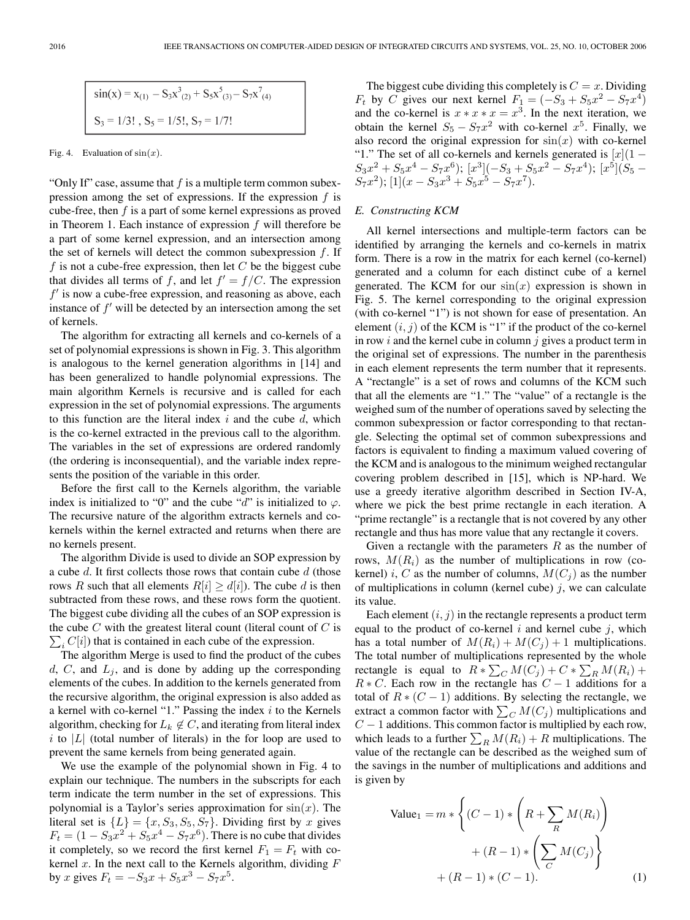$$\sin(x) = x_{(1)} - S_3x^3_{(2)} + S_5x^5_{(3)} - S_7x^7_{(4)}$$

$$S_3 = 1/3!\ ,\ S_5 = 1/5!,\ S_7 = 1/7!$$

Fig. 4. Evaluation of $\sin(x)$.

"Only If" case, assume that $f$ is a multiple term common subexpression among the set of expressions. If the expression $f$ is cube-free, then $f$ is a part of some kernel expressions as proved in Theorem 1. Each instance of expression $f$ will therefore be a part of some kernel expression, and an intersection among the set of kernels will detect the common subexpression $f$. If $f$ is not a cube-free expression, then let $C$ be the biggest cube that divides all terms of $f$, and let $f' = f/C$. The expression $f'$ is now a cube-free expression, and reasoning as above, each instance of $f'$ will be detected by an intersection among the set of kernels.

The algorithm for extracting all kernels and co-kernels of a set of polynomial expressions is shown in Fig. 3. This algorithm is analogous to the kernel generation algorithms in [14] and has been generalized to handle polynomial expressions. The main algorithm Kernels is recursive and is called for each expression in the set of polynomial expressions. The arguments to this function are the literal index $i$ and the cube $d$, which is the co-kernel extracted in the previous call to the algorithm. The variables in the set of expressions are ordered randomly (the ordering is inconsequential), and the variable index represents the position of the variable in this order.

Before the first call to the Kernels algorithm, the variable index is initialized to "0" and the cube "$d$" is initialized to $\varphi$. The recursive nature of the algorithm extracts kernels and co-kernels within the kernel extracted and returns when there are no kernels present.

The algorithm Divide is used to divide an SOP expression by a cube $d$. It first collects those rows that contain cube $d$ (those rows $R$ such that all elements $R[i] \geq d[i]$). The cube $d$ is then subtracted from these rows, and these rows form the quotient. The biggest cube dividing all the cubes of an SOP expression is the cube $C$ with the greatest literal count (literal count of $C$ is $\sum_i C[i]$) that is contained in each cube of the expression.

The algorithm Merge is used to find the product of the cubes $d$, $C$, and $L_j$, and is done by adding up the corresponding elements of the cubes. In addition to the kernels generated from the recursive algorithm, the original expression is also added as a kernel with co-kernel "1." Passing the index $i$ to the Kernels algorithm, checking for $L_k \notin C$, and iterating from literal index $i$ to $|L|$ (total number of literals) in the for loop are used to prevent the same kernels from being generated again.

We use the example of the polynomial shown in Fig. 4 to explain our technique. The numbers in the subscripts for each term indicate the term number in the set of expressions. This polynomial is a Taylor's series approximation for $\sin(x)$. The literal set is $\{L\} = \{x, S_3, S_5, S_7\}$. Dividing first by $x$ gives $F_t = (1 - S_3x^2 + S_5x^4 - S_7x^6)$. There is no cube that divides it completely, so we record the first kernel $F_1 = F_t$ with co-kernel $x$. In the next call to the Kernels algorithm, dividing $F$ by $x$ gives $F_t = -S_3x + S_5x^3 - S_7x^5$.

The biggest cube dividing this completely is $C = x$. Dividing $F_t$ by $C$ gives our next kernel $F_1 = (-S_3 + S_5x^2 - S_7x^4)$ and the co-kernel is $x * x * x = x^3$. In the next iteration, we obtain the kernel $S_5 - S_7x^2$ with co-kernel $x^5$. Finally, we also record the original expression for $\sin(x)$ with co-kernel "1." The set of all co-kernels and kernels generated is $[x](1 - S_3x^2 + S_5x^4 - S_7x^6)$; $[x^3](-S_3 + S_5x^2 - S_7x^4)$; $[x^5](S_5 - S_7x^2)$; $[1](x - S_3x^3 + S_5x^5 - S_7x^7)$.

### E. Constructing KCM

All kernel intersections and multiple-term factors can be identified by arranging the kernels and co-kernels in matrix form. There is a row in the matrix for each kernel (co-kernel) generated and a column for each distinct cube of a kernel generated. The KCM for our $\sin(x)$ expression is shown in Fig. 5. The kernel corresponding to the original expression (with co-kernel "1") is not shown for ease of presentation. An element $(i, j)$ of the KCM is "1" if the product of the co-kernel in row $i$ and the kernel cube in column $j$ gives a product term in the original set of expressions. The number in the parenthesis in each element represents the term number that it represents. A "rectangle" is a set of rows and columns of the KCM such that all the elements are "1." The "value" of a rectangle is the weighed sum of the number of operations saved by selecting the common subexpression or factor corresponding to that rectangle. Selecting the optimal set of common subexpressions and factors is equivalent to finding a maximum valued covering of the KCM and is analogous to the minimum weighed rectangular covering problem described in [15], which is NP-hard. We use a greedy iterative algorithm described in Section IV-A, where we pick the best prime rectangle in each iteration. A "prime rectangle" is a rectangle that is not covered by any other rectangle and thus has more value that any rectangle it covers.

Given a rectangle with the parameters $R$ as the number of rows, $M(R_i)$ as the number of multiplications in row (co-kernel) $i$, $C$ as the number of columns, $M(C_j)$ as the number of multiplications in column (kernel cube) $j$, we can calculate its value.

Each element $(i, j)$ in the rectangle represents a product term equal to the product of co-kernel $i$ and kernel cube $j$, which has a total number of $M(R_i) + M(C_j) + 1$ multiplications. The total number of multiplications represented by the whole rectangle is equal to $R * \sum_C M(C_j) + C * \sum_R M(R_i) + R * C$. Each row in the rectangle has $C - 1$ additions for a total of $R * (C - 1)$ additions. By selecting the rectangle, we extract a common factor with $\sum_C M(C_j)$ multiplications and $C - 1$ additions. This common factor is multiplied by each row, which leads to a further $\sum_R M(R_i) + R$ multiplications. The value of the rectangle can be described as the weighed sum of the savings in the number of multiplications and additions and is given by

$$\text{Value}_1 = m * \left\{ (C-1) * \left( R + \sum_R M(R_i) \right) + (R-1) * \left( \sum_C M(C_j) \right) \right\} + (R-1) * (C-1). \quad (1)$$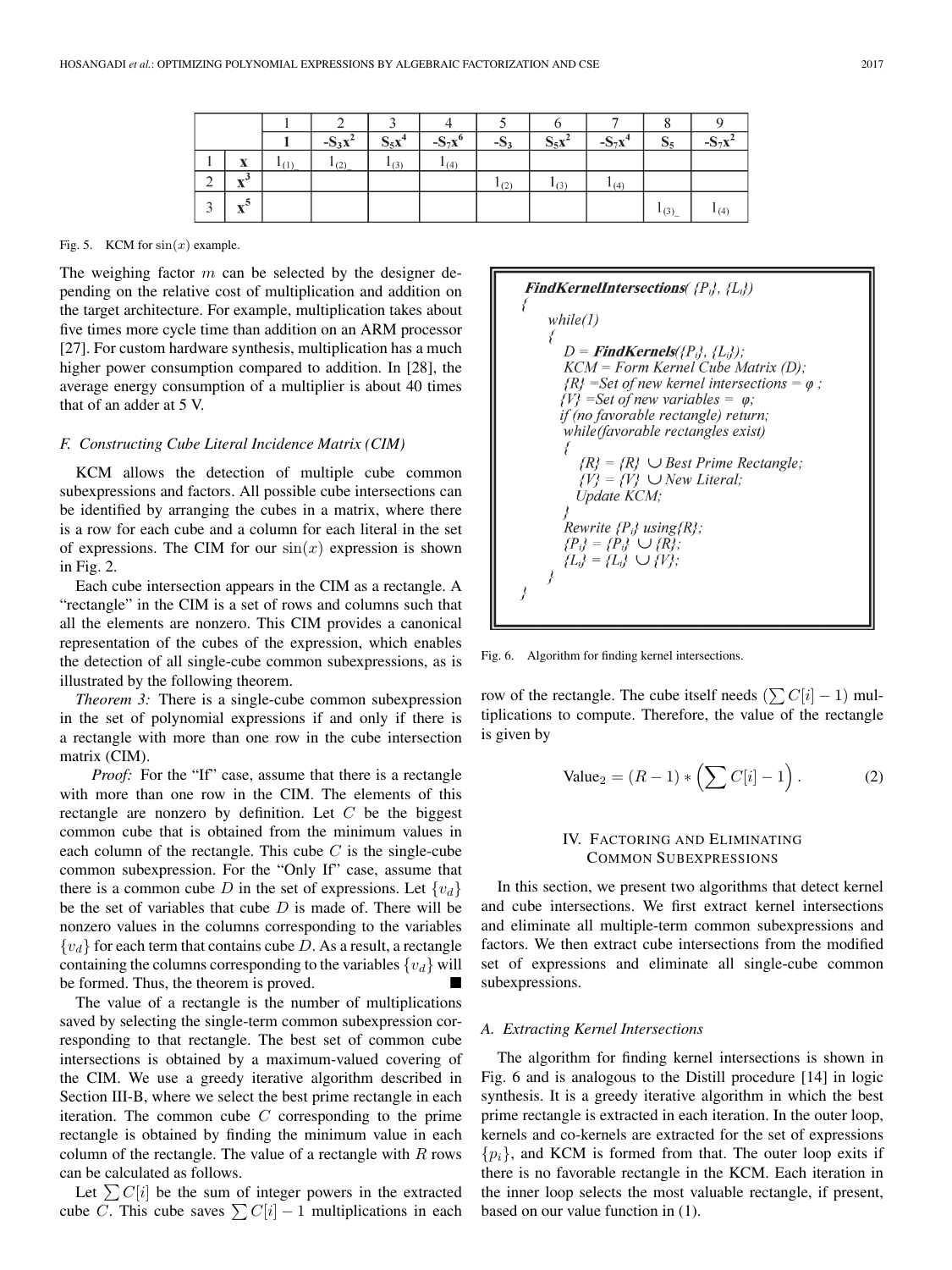| | | 1 | 2 | 3 | 4 | 5 | 6 | 7 | 8 | 9 |
|---|---|---|---|---|---|---|---|---|---|---|
| | | **1** | $\mathbf{-S_3x^2}$ | $\mathbf{S_5x^4}$ | $\mathbf{-S_7x^6}$ | $\mathbf{-S_3}$ | $\mathbf{S_5x^2}$ | $\mathbf{-S_7x^4}$ | $\mathbf{S_5}$ | $\mathbf{-S_7x^2}$ |
| 1 | **x** | $1_{(1)}$_ | $1_{(2)}$_ | $1_{(3)}$ | $1_{(4)}$ | | | | | |
| 2 | $\mathbf{x^3}$ | | | | | $1_{(2)}$ | $1_{(3)}$ | $1_{(4)}$ | | |
| 3 | $\mathbf{x^5}$ | | | | | | | | $1_{(3)}$_ | $1_{(4)}$ |

Fig. 5. KCM for $\sin(x)$ example.

The weighing factor $m$ can be selected by the designer depending on the relative cost of multiplication and addition on the target architecture. For example, multiplication takes about five times more cycle time than addition on an ARM processor [27]. For custom hardware synthesis, multiplication has a much higher power consumption compared to addition. In [28], the average energy consumption of a multiplier is about 40 times that of an adder at 5 V.

### F. Constructing Cube Literal Incidence Matrix (CIM)

KCM allows the detection of multiple cube common subexpressions and factors. All possible cube intersections can be identified by arranging the cubes in a matrix, where there is a row for each cube and a column for each literal in the set of expressions. The CIM for our $\sin(x)$ expression is shown in Fig. 2.

Each cube intersection appears in the CIM as a rectangle. A "rectangle" in the CIM is a set of rows and columns such that all the elements are nonzero. This CIM provides a canonical representation of the cubes of the expression, which enables the detection of all single-cube common subexpressions, as is illustrated by the following theorem.

*Theorem 3:* There is a single-cube common subexpression in the set of polynomial expressions if and only if there is a rectangle with more than one row in the cube intersection matrix (CIM).

*Proof:* For the "If" case, assume that there is a rectangle with more than one row in the CIM. The elements of this rectangle are nonzero by definition. Let $C$ be the biggest common cube that is obtained from the minimum values in each column of the rectangle. This cube $C$ is the single-cube common subexpression. For the "Only If" case, assume that there is a common cube $D$ in the set of expressions. Let $\{v_d\}$ be the set of variables that cube $D$ is made of. There will be nonzero values in the columns corresponding to the variables $\{v_d\}$ for each term that contains cube $D$. As a result, a rectangle containing the columns corresponding to the variables $\{v_d\}$ will be formed. Thus, the theorem is proved. ■

The value of a rectangle is the number of multiplications saved by selecting the single-term common subexpression corresponding to that rectangle. The best set of common cube intersections is obtained by a maximum-valued covering of the CIM. We use a greedy iterative algorithm described in Section III-B, where we select the best prime rectangle in each iteration. The common cube $C$ corresponding to the prime rectangle is obtained by finding the minimum value in each column of the rectangle. The value of a rectangle with $R$ rows can be calculated as follows.

Let $\sum C[i]$ be the sum of integer powers in the extracted cube $C$. This cube saves $\sum C[i] - 1$ multiplications in each row of the rectangle. The cube itself needs $(\sum C[i] - 1)$ multiplications to compute. Therefore, the value of the rectangle is given by

$$\text{Value}_2 = (R-1) * \left(\sum C[i] - 1\right). \tag{2}$$

```
FindKernelIntersections( {Pi}, {Li})
{
    while(1)
    {
        D = FindKernels({Pi}, {Li});
        KCM = Form Kernel Cube Matrix (D);
        {R} =Set of new kernel intersections = φ ;
        {V} =Set of new variables = φ;
        if (no favorable rectangle) return;
        while(favorable rectangles exist)
        {
            {R} = {R} ∪ Best Prime Rectangle;
            {V} = {V} ∪ New Literal;
            Update KCM;
        }
        Rewrite {Pi} using{R};
        {Pi} = {Pi} ∪ {R};
        {Li} = {Li} ∪ {V};
    }
}
```

Fig. 6. Algorithm for finding kernel intersections.

## IV. Factoring and Eliminating Common Subexpressions

In this section, we present two algorithms that detect kernel and cube intersections. We first extract kernel intersections and eliminate all multiple-term common subexpressions and factors. We then extract cube intersections from the modified set of expressions and eliminate all single-cube common subexpressions.

### A. Extracting Kernel Intersections

The algorithm for finding kernel intersections is shown in Fig. 6 and is analogous to the Distill procedure [14] in logic synthesis. It is a greedy iterative algorithm in which the best prime rectangle is extracted in each iteration. In the outer loop, kernels and co-kernels are extracted for the set of expressions $\{p_i\}$, and KCM is formed from that. The outer loop exits if there is no favorable rectangle in the KCM. Each iteration in the inner loop selects the most valuable rectangle, if present, based on our value function in (1).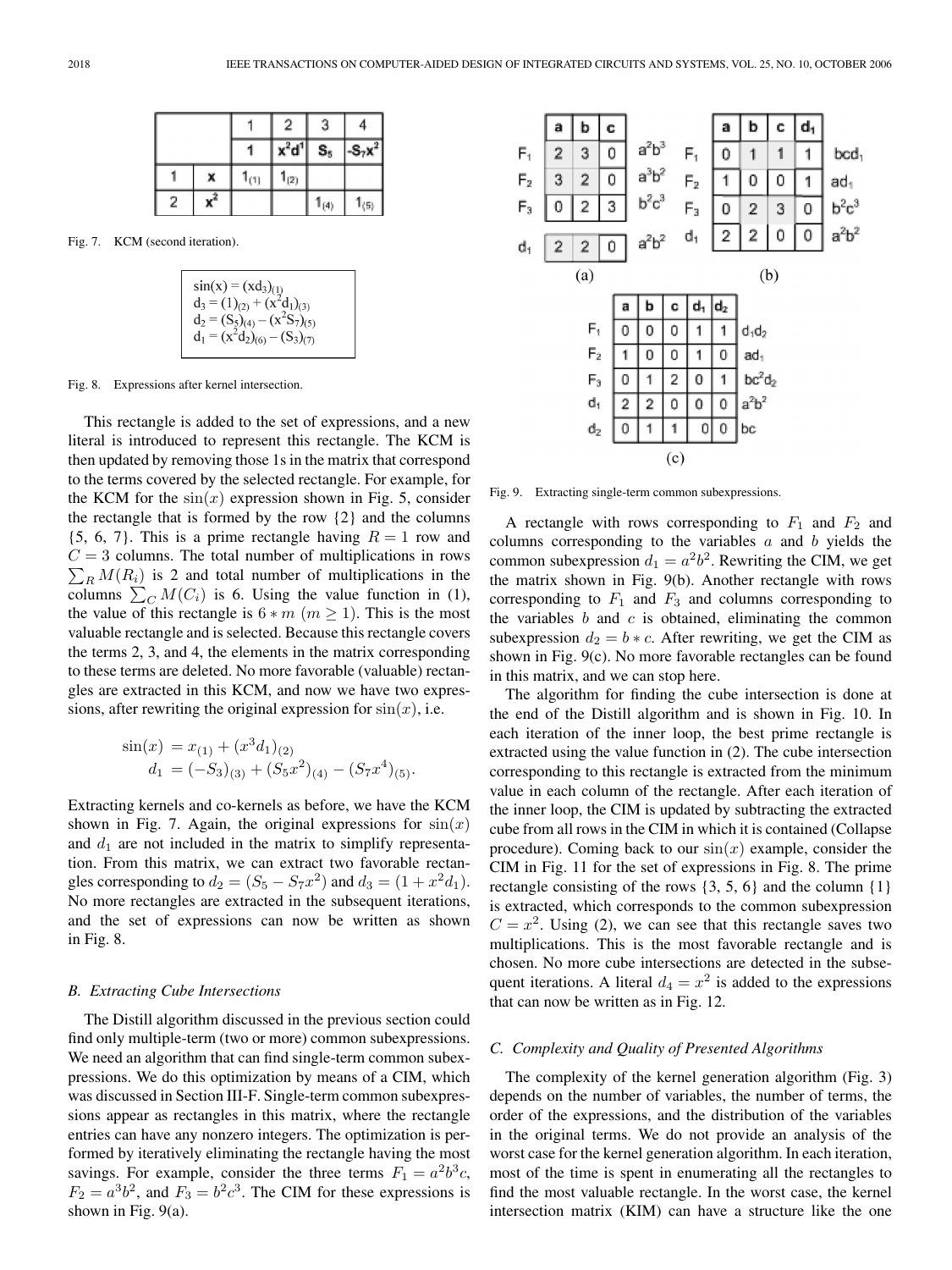|  |  | 1 | 2 | 3 | 4 |
|---|---|---|---|---|---|
|  |  | 1 | $x^2d^1$ | $S_5$ | $-S_7x^2$ |
| 1 | x | $1_{(1)}$ | $1_{(2)}$ |  |  |
| 2 | $x^2$ |  |  | $1_{(4)}$ | $1_{(5)}$ |

Fig. 7. KCM (second iteration).

$\sin(x) = (xd_3)_{(1)}$
$d_3 = (1)_{(2)} + (x^2d_1)_{(3)}$
$d_2 = (S_5)_{(4)} - (x^2S_7)_{(5)}$
$d_1 = (x^2d_2)_{(6)} - (S_3)_{(7)}$

Fig. 8. Expressions after kernel intersection.

This rectangle is added to the set of expressions, and a new literal is introduced to represent this rectangle. The KCM is then updated by removing those 1s in the matrix that correspond to the terms covered by the selected rectangle. For example, for the KCM for the $\sin(x)$ expression shown in Fig. 5, consider the rectangle that is formed by the row {2} and the columns {5, 6, 7}. This is a prime rectangle having $R = 1$ row and $C = 3$ columns. The total number of multiplications in rows $\sum_R M(R_i)$ is 2 and total number of multiplications in the columns $\sum_C M(C_i)$ is 6. Using the value function in (1), the value of this rectangle is $6 * m$ $(m \geq 1)$. This is the most valuable rectangle and is selected. Because this rectangle covers the terms 2, 3, and 4, the elements in the matrix corresponding to these terms are deleted. No more favorable (valuable) rectangles are extracted in this KCM, and now we have two expressions, after rewriting the original expression for $\sin(x)$, i.e.

$$\begin{aligned}\sin(x) &= x_{(1)} + (x^3d_1)_{(2)}\\ d_1 &= (-S_3)_{(3)} + (S_5x^2)_{(4)} - (S_7x^4)_{(5)}.\end{aligned}$$

Extracting kernels and co-kernels as before, we have the KCM shown in Fig. 7. Again, the original expressions for $\sin(x)$ and $d_1$ are not included in the matrix to simplify representation. From this matrix, we can extract two favorable rectangles corresponding to $d_2 = (S_5 - S_7x^2)$ and $d_3 = (1 + x^2d_1)$. No more rectangles are extracted in the subsequent iterations, and the set of expressions can now be written as shown in Fig. 8.

### B. Extracting Cube Intersections

The Distill algorithm discussed in the previous section could find only multiple-term (two or more) common subexpressions. We need an algorithm that can find single-term common subexpressions. We do this optimization by means of a CIM, which was discussed in Section III-F. Single-term common subexpressions appear as rectangles in this matrix, where the rectangle entries can have any nonzero integers. The optimization is performed by iteratively eliminating the rectangle having the most savings. For example, consider the three terms $F_1 = a^2b^3c$, $F_2 = a^3b^2$, and $F_3 = b^2c^3$. The CIM for these expressions is shown in Fig. 9(a).

(a)

|  | a | b | c |  |
|---|---|---|---|---|
| $F_1$ | 2 | 3 | 0 | $a^2b^3$ |
| $F_2$ | 3 | 2 | 0 | $a^3b^2$ |
| $F_3$ | 0 | 2 | 3 | $b^2c^3$ |
| $d_1$ | 2 | 2 | 0 | $a^2b^2$ |

(b)

|  | a | b | c | $d_1$ |  |
|---|---|---|---|---|---|
| $F_1$ | 0 | 1 | 1 | 1 | $bcd_1$ |
| $F_2$ | 1 | 0 | 0 | 1 | $ad_1$ |
| $F_3$ | 0 | 2 | 3 | 0 | $b^2c^3$ |
| $d_1$ | 2 | 2 | 0 | 0 | $a^2b^2$ |

(c)

|  | a | b | c | $d_1$ | $d_2$ |  |
|---|---|---|---|---|---|---|
| $F_1$ | 0 | 0 | 0 | 1 | 1 | $d_1d_2$ |
| $F_2$ | 1 | 0 | 0 | 1 | 0 | $ad_1$ |
| $F_3$ | 0 | 1 | 2 | 0 | 1 | $bc^2d_2$ |
| $d_1$ | 2 | 2 | 0 | 0 | 0 | $a^2b^2$ |
| $d_2$ | 0 | 1 | 1 | 0 | 0 | $bc$ |

Fig. 9. Extracting single-term common subexpressions.

A rectangle with rows corresponding to $F_1$ and $F_2$ and columns corresponding to the variables $a$ and $b$ yields the common subexpression $d_1 = a^2b^2$. Rewriting the CIM, we get the matrix shown in Fig. 9(b). Another rectangle with rows corresponding to $F_1$ and $F_3$ and columns corresponding to the variables $b$ and $c$ is obtained, eliminating the common subexpression $d_2 = b * c$. After rewriting, we get the CIM as shown in Fig. 9(c). No more favorable rectangles can be found in this matrix, and we can stop here.

The algorithm for finding the cube intersection is done at the end of the Distill algorithm and is shown in Fig. 10. In each iteration of the inner loop, the best prime rectangle is extracted using the value function in (2). The cube intersection corresponding to this rectangle is extracted from the minimum value in each column of the rectangle. After each iteration of the inner loop, the CIM is updated by subtracting the extracted cube from all rows in the CIM in which it is contained (Collapse procedure). Coming back to our $\sin(x)$ example, consider the CIM in Fig. 11 for the set of expressions in Fig. 8. The prime rectangle consisting of the rows {3, 5, 6} and the column {1} is extracted, which corresponds to the common subexpression $C = x^2$. Using (2), we can see that this rectangle saves two multiplications. This is the most favorable rectangle and is chosen. No more cube intersections are detected in the subsequent iterations. A literal $d_4 = x^2$ is added to the expressions that can now be written as in Fig. 12.

### C. Complexity and Quality of Presented Algorithms

The complexity of the kernel generation algorithm (Fig. 3) depends on the number of variables, the number of terms, the order of the expressions, and the distribution of the variables in the original terms. We do not provide an analysis of the worst case for the kernel generation algorithm. In each iteration, most of the time is spent in enumerating all the rectangles to find the most valuable rectangle. In the worst case, the kernel intersection matrix (KIM) can have a structure like the one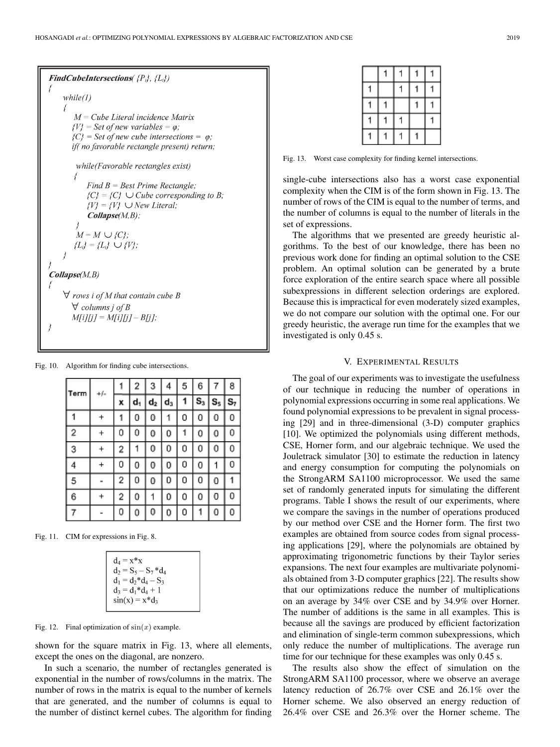```
FindCubeIntersections( {Pi}, {Li})
{
    while(1)
    {
        M = Cube Literal incidence Matrix
        {V} = Set of new variables = φ;
        {C} = Set of new cube intersections = φ;
        if( no favorable rectangle present) return;

        while(Favorable rectangles exist)
        {
            Find B = Best Prime Rectangle;
            {C} = {C} ∪ Cube corresponding to B;
            {V} = {V} ∪ New Literal;
            Collapse(M,B);
        }
        M = M ∪ {C};
        {Li} = {Li} ∪ {V};
    }
}
Collapse(M,B)
{
    ∀ rows i of M that contain cube B
        ∀ columns j of B
            M[i][j] = M[i][j] – B[j];
}
```

Fig. 10. Algorithm for finding cube intersections.

| Term | +/- | 1 | 2 | 3 | 4 | 5 | 6 | 7 | 8 |
|---|---|---|---|---|---|---|---|---|---|
| | | x | $d_1$ | $d_2$ | $d_3$ | 1 | $S_3$ | $S_5$ | $S_7$ |
| 1 | + | 1 | 0 | 0 | 1 | 0 | 0 | 0 | 0 |
| 2 | + | 0 | 0 | 0 | 0 | 1 | 0 | 0 | 0 |
| 3 | + | 2 | 1 | 0 | 0 | 0 | 0 | 0 | 0 |
| 4 | + | 0 | 0 | 0 | 0 | 0 | 0 | 1 | 0 |
| 5 | - | 2 | 0 | 0 | 0 | 0 | 0 | 0 | 1 |
| 6 | + | 2 | 0 | 1 | 0 | 0 | 0 | 0 | 0 |
| 7 | - | 0 | 0 | 0 | 0 | 0 | 1 | 0 | 0 |

Fig. 11. CIM for expressions in Fig. 8.

$d_4 = x*x$
$d_2 = S_5 - S_7*d_4$
$d_1 = d_2*d_4 - S_3$
$d_3 = d_1*d_4 + 1$
$\sin(x) = x*d_3$

Fig. 12. Final optimization of $\sin(x)$ example.

shown for the square matrix in Fig. 13, where all elements, except the ones on the diagonal, are nonzero.

In such a scenario, the number of rectangles generated is exponential in the number of rows/columns in the matrix. The number of rows in the matrix is equal to the number of kernels that are generated, and the number of columns is equal to the number of distinct kernel cubes. The algorithm for finding single-cube intersections also has a worst case exponential complexity when the CIM is of the form shown in Fig. 13. The number of rows of the CIM is equal to the number of terms, and the number of columns is equal to the number of literals in the set of expressions.

| | | | | |
|---|---|---|---|---|
| | 1 | 1 | 1 | 1 |
| 1 | | 1 | 1 | 1 |
| 1 | 1 | | 1 | 1 |
| 1 | 1 | 1 | | 1 |
| 1 | 1 | 1 | 1 | |

Fig. 13. Worst case complexity for finding kernel intersections.

The algorithms that we presented are greedy heuristic algorithms. To the best of our knowledge, there has been no previous work done for finding an optimal solution to the CSE problem. An optimal solution can be generated by a brute force exploration of the entire search space where all possible subexpressions in different selection orderings are explored. Because this is impractical for even moderately sized examples, we do not compare our solution with the optimal one. For our greedy heuristic, the average run time for the examples that we investigated is only 0.45 s.

## V. Experimental Results

The goal of our experiments was to investigate the usefulness of our technique in reducing the number of operations in polynomial expressions occurring in some real applications. We found polynomial expressions to be prevalent in signal processing [29] and in three-dimensional (3-D) computer graphics [10]. We optimized the polynomials using different methods, CSE, Horner form, and our algebraic technique. We used the Jouletrack simulator [30] to estimate the reduction in latency and energy consumption for computing the polynomials on the StrongARM SA1100 microprocessor. We used the same set of randomly generated inputs for simulating the different programs. Table I shows the result of our experiments, where we compare the savings in the number of operations produced by our method over CSE and the Horner form. The first two examples are obtained from source codes from signal processing applications [29], where the polynomials are obtained by approximating trigonometric functions by their Taylor series expansions. The next four examples are multivariate polynomials obtained from 3-D computer graphics [22]. The results show that our optimizations reduce the number of multiplications on an average by 34% over CSE and by 34.9% over Horner. The number of additions is the same in all examples. This is because all the savings are produced by efficient factorization and elimination of single-term common subexpressions, which only reduce the number of multiplications. The average run time for our technique for these examples was only 0.45 s.

The results also show the effect of simulation on the StrongARM SA1100 processor, where we observe an average latency reduction of 26.7% over CSE and 26.1% over the Horner scheme. We also observed an energy reduction of 26.4% over CSE and 26.3% over the Horner scheme. The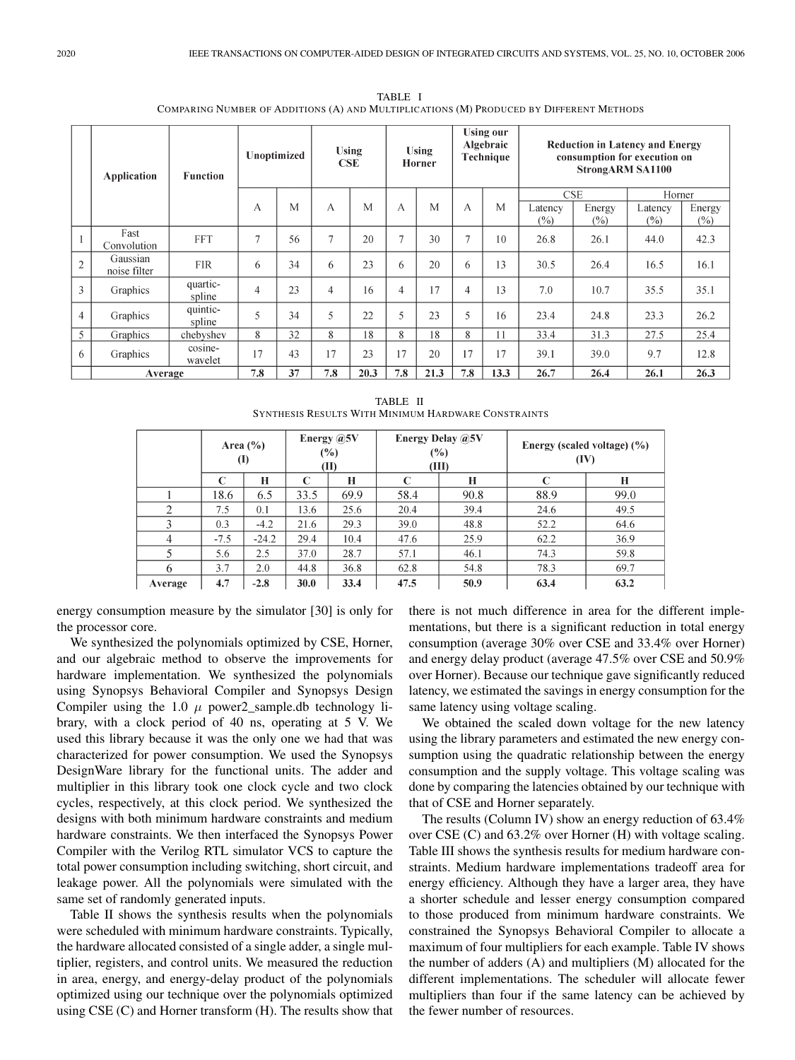TABLE I
COMPARING NUMBER OF ADDITIONS (A) AND MULTIPLICATIONS (M) PRODUCED BY DIFFERENT METHODS

| | Application | Function | Unoptimized | | Using CSE | | Using Horner | | Using our Algebraic Technique | | Reduction in Latency and Energy consumption for execution on StrongARM SA1100 | | | |
|---|---|---|---|---|---|---|---|---|---|---|---|---|---|---|
| | | | | | | | | | | | CSE | | Horner | |
| | | | A | M | A | M | A | M | A | M | Latency (%) | Energy (%) | Latency (%) | Energy (%) |
| 1 | Fast Convolution | FFT | 7 | 56 | 7 | 20 | 7 | 30 | 7 | 10 | 26.8 | 26.1 | 44.0 | 42.3 |
| 2 | Gaussian noise filter | FIR | 6 | 34 | 6 | 23 | 6 | 20 | 6 | 13 | 30.5 | 26.4 | 16.5 | 16.1 |
| 3 | Graphics | quartic-spline | 4 | 23 | 4 | 16 | 4 | 17 | 4 | 13 | 7.0 | 10.7 | 35.5 | 35.1 |
| 4 | Graphics | quintic-spline | 5 | 34 | 5 | 22 | 5 | 23 | 5 | 16 | 23.4 | 24.8 | 23.3 | 26.2 |
| 5 | Graphics | chebyshev | 8 | 32 | 8 | 18 | 8 | 18 | 8 | 11 | 33.4 | 31.3 | 27.5 | 25.4 |
| 6 | Graphics | cosine-wavelet | 17 | 43 | 17 | 23 | 17 | 20 | 17 | 17 | 39.1 | 39.0 | 9.7 | 12.8 |
| | **Average** | | **7.8** | **37** | **7.8** | **20.3** | **7.8** | **21.3** | **7.8** | **13.3** | **26.7** | **26.4** | **26.1** | **26.3** |

TABLE II
SYNTHESIS RESULTS WITH MINIMUM HARDWARE CONSTRAINTS

| | Area (%) (I) | | Energy @5V (%) (II) | | Energy Delay @5V (%) (III) | | Energy (scaled voltage) (%) (IV) | |
|---|---|---|---|---|---|---|---|---|
| | C | H | C | H | C | H | C | H |
| 1 | 18.6 | 6.5 | 33.5 | 69.9 | 58.4 | 90.8 | 88.9 | 99.0 |
| 2 | 7.5 | 0.1 | 13.6 | 25.6 | 20.4 | 39.4 | 24.6 | 49.5 |
| 3 | 0.3 | -4.2 | 21.6 | 29.3 | 39.0 | 48.8 | 52.2 | 64.6 |
| 4 | -7.5 | -24.2 | 29.4 | 10.4 | 47.6 | 25.9 | 62.2 | 36.9 |
| 5 | 5.6 | 2.5 | 37.0 | 28.7 | 57.1 | 46.1 | 74.3 | 59.8 |
| 6 | 3.7 | 2.0 | 44.8 | 36.8 | 62.8 | 54.8 | 78.3 | 69.7 |
| **Average** | **4.7** | **-2.8** | **30.0** | **33.4** | **47.5** | **50.9** | **63.4** | **63.2** |

energy consumption measure by the simulator [30] is only for the processor core.

We synthesized the polynomials optimized by CSE, Horner, and our algebraic method to observe the improvements for hardware implementation. We synthesized the polynomials using Synopsys Behavioral Compiler and Synopsys Design Compiler using the 1.0 $\mu$ power2_sample.db technology library, with a clock period of 40 ns, operating at 5 V. We used this library because it was the only one we had that was characterized for power consumption. We used the Synopsys DesignWare library for the functional units. The adder and multiplier in this library took one clock cycle and two clock cycles, respectively, at this clock period. We synthesized the designs with both minimum hardware constraints and medium hardware constraints. We then interfaced the Synopsys Power Compiler with the Verilog RTL simulator VCS to capture the total power consumption including switching, short circuit, and leakage power. All the polynomials were simulated with the same set of randomly generated inputs.

Table II shows the synthesis results when the polynomials were scheduled with minimum hardware constraints. Typically, the hardware allocated consisted of a single adder, a single multiplier, registers, and control units. We measured the reduction in area, energy, and energy-delay product of the polynomials optimized using our technique over the polynomials optimized using CSE (C) and Horner transform (H). The results show that there is not much difference in area for the different implementations, but there is a significant reduction in total energy consumption (average 30% over CSE and 33.4% over Horner) and energy delay product (average 47.5% over CSE and 50.9% over Horner). Because our technique gave significantly reduced latency, we estimated the savings in energy consumption for the same latency using voltage scaling.

We obtained the scaled down voltage for the new latency using the library parameters and estimated the new energy consumption using the quadratic relationship between the energy consumption and the supply voltage. This voltage scaling was done by comparing the latencies obtained by our technique with that of CSE and Horner separately.

The results (Column IV) show an energy reduction of 63.4% over CSE (C) and 63.2% over Horner (H) with voltage scaling. Table III shows the synthesis results for medium hardware constraints. Medium hardware implementations tradeoff area for energy efficiency. Although they have a larger area, they have a shorter schedule and lesser energy consumption compared to those produced from minimum hardware constraints. We constrained the Synopsys Behavioral Compiler to allocate a maximum of four multipliers for each example. Table IV shows the number of adders (A) and multipliers (M) allocated for the different implementations. The scheduler will allocate fewer multipliers than four if the same latency can be achieved by the fewer number of resources.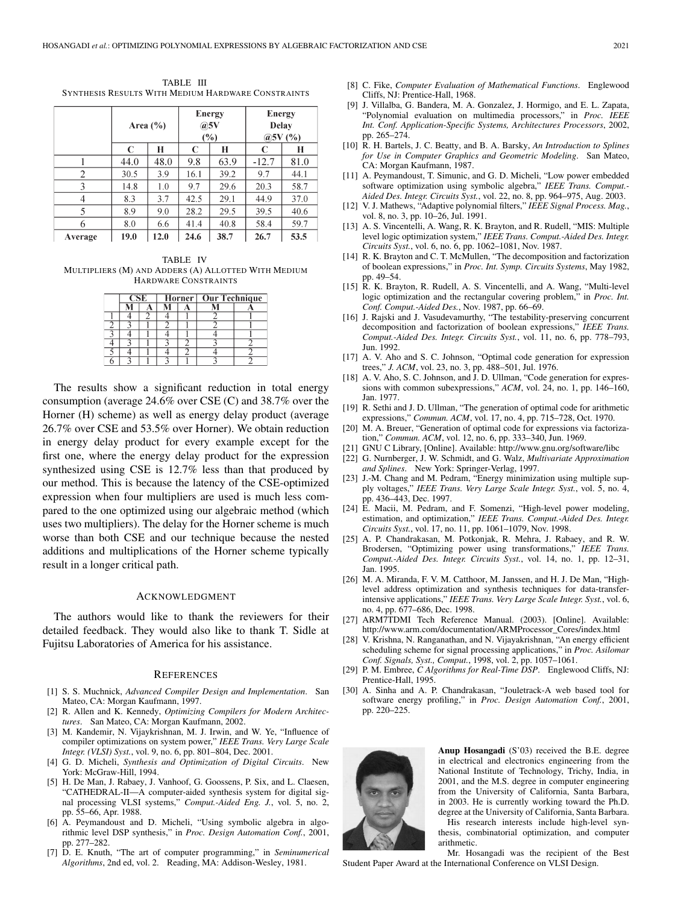TABLE III
SYNTHESIS RESULTS WITH MEDIUM HARDWARE CONSTRAINTS

| | Area (%) | | Energy @5V (%) | | Energy Delay @5V (%) | |
|---|---|---|---|---|---|---|
| | C | H | C | H | C | H |
| 1 | 44.0 | 48.0 | 9.8 | 63.9 | -12.7 | 81.0 |
| 2 | 30.5 | 3.9 | 16.1 | 39.2 | 9.7 | 44.1 |
| 3 | 14.8 | 1.0 | 9.7 | 29.6 | 20.3 | 58.7 |
| 4 | 8.3 | 3.7 | 42.5 | 29.1 | 44.9 | 37.0 |
| 5 | 8.9 | 9.0 | 28.2 | 29.5 | 39.5 | 40.6 |
| 6 | 8.0 | 6.6 | 41.4 | 40.8 | 58.4 | 59.7 |
| **Average** | **19.0** | **12.0** | **24.6** | **38.7** | **26.7** | **53.5** |

TABLE IV
MULTIPLIERS (M) AND ADDERS (A) ALLOTTED WITH MEDIUM HARDWARE CONSTRAINTS

| | CSE | | Horner | | Our Technique | |
|---|---|---|---|---|---|---|
| | M | A | M | A | M | A |
| 1 | 4 | 2 | 4 | 1 | 2 | 1 |
| 2 | 3 | 1 | 2 | 1 | 2 | 1 |
| 3 | 4 | 1 | 4 | 1 | 4 | 1 |
| 4 | 3 | 1 | 3 | 2 | 3 | 2 |
| 5 | 4 | 1 | 4 | 2 | 4 | 2 |
| 6 | 3 | 1 | 3 | 1 | 3 | 2 |

The results show a significant reduction in total energy consumption (average 24.6% over CSE (C) and 38.7% over the Horner (H) scheme) as well as energy delay product (average 26.7% over CSE and 53.5% over Horner). We obtain reduction in energy delay product for every example except for the first one, where the energy delay product for the expression synthesized using CSE is 12.7% less than that produced by our method. This is because the latency of the CSE-optimized expression when four multipliers are used is much less compared to the one optimized using our algebraic method (which uses two multipliers). The delay for the Horner scheme is much worse than both CSE and our technique because the nested additions and multiplications of the Horner scheme typically result in a longer critical path.

## ACKNOWLEDGMENT

The authors would like to thank the reviewers for their detailed feedback. They would also like to thank T. Sidle at Fujitsu Laboratories of America for his assistance.

## REFERENCES

[1] S. S. Muchnick, *Advanced Compiler Design and Implementation*. San Mateo, CA: Morgan Kaufmann, 1997.

[2] R. Allen and K. Kennedy, *Optimizing Compilers for Modern Architectures*. San Mateo, CA: Morgan Kaufmann, 2002.

[3] M. Kandemir, N. Vijaykrishnan, M. J. Irwin, and W. Ye, "Influence of compiler optimizations on system power," *IEEE Trans. Very Large Scale Integr. (VLSI) Syst.*, vol. 9, no. 6, pp. 801–804, Dec. 2001.

[4] G. D. Micheli, *Synthesis and Optimization of Digital Circuits*. New York: McGraw-Hill, 1994.

[5] H. De Man, J. Rabaey, J. Vanhoof, G. Goossens, P. Six, and L. Claesen, "CATHEDRAL-II—A computer-aided synthesis system for digital signal processing VLSI systems," *Comput.-Aided Eng. J.*, vol. 5, no. 2, pp. 55–66, Apr. 1988.

[6] A. Peymandoust and D. Micheli, "Using symbolic algebra in algorithmic level DSP synthesis," in *Proc. Design Automation Conf.*, 2001, pp. 277–282.

[7] D. E. Knuth, "The art of computer programming," in *Seminumerical Algorithms*, 2nd ed, vol. 2. Reading, MA: Addison-Wesley, 1981.

[8] C. Fike, *Computer Evaluation of Mathematical Functions*. Englewood Cliffs, NJ: Prentice-Hall, 1968.

[9] J. Villalba, G. Bandera, M. A. Gonzalez, J. Hormigo, and E. L. Zapata, "Polynomial evaluation on multimedia processors," in *Proc. IEEE Int. Conf. Application-Specific Systems, Architectures Processors*, 2002, pp. 265–274.

[10] R. H. Bartels, J. C. Beatty, and B. A. Barsky, *An Introduction to Splines for Use in Computer Graphics and Geometric Modeling*. San Mateo, CA: Morgan Kaufmann, 1987.

[11] A. Peymandoust, T. Simunic, and G. D. Micheli, "Low power embedded software optimization using symbolic algebra," *IEEE Trans. Comput.-Aided Des. Integr. Circuits Syst.*, vol. 22, no. 8, pp. 964–975, Aug. 2003.

[12] V. J. Mathews, "Adaptive polynomial filters," *IEEE Signal Process. Mag.*, vol. 8, no. 3, pp. 10–26, Jul. 1991.

[13] A. S. Vincentelli, A. Wang, R. K. Brayton, and R. Rudell, "MIS: Multiple level logic optimization system," *IEEE Trans. Comput.-Aided Des. Integr. Circuits Syst.*, vol. 6, no. 6, pp. 1062–1081, Nov. 1987.

[14] R. K. Brayton and C. T. McMullen, "The decomposition and factorization of boolean expressions," in *Proc. Int. Symp. Circuits Systems*, May 1982, pp. 49–54.

[15] R. K. Brayton, R. Rudell, A. S. Vincentelli, and A. Wang, "Multi-level logic optimization and the rectangular covering problem," in *Proc. Int. Conf. Comput.-Aided Des.*, Nov. 1987, pp. 66–69.

[16] J. Rajski and J. Vasudevamurthy, "The testability-preserving concurrent decomposition and factorization of boolean expressions," *IEEE Trans. Comput.-Aided Des. Integr. Circuits Syst.*, vol. 11, no. 6, pp. 778–793, Jun. 1992.

[17] A. V. Aho and S. C. Johnson, "Optimal code generation for expression trees," *J. ACM*, vol. 23, no. 3, pp. 488–501, Jul. 1976.

[18] A. V. Aho, S. C. Johnson, and J. D. Ullman, "Code generation for expressions with common subexpressions," *ACM*, vol. 24, no. 1, pp. 146–160, Jan. 1977.

[19] R. Sethi and J. D. Ullman, "The generation of optimal code for arithmetic expressions," *Commun. ACM*, vol. 17, no. 4, pp. 715–728, Oct. 1970.

[20] M. A. Breuer, "Generation of optimal code for expressions via factorization," *Commun. ACM*, vol. 12, no. 6, pp. 333–340, Jun. 1969.

[21] GNU C Library, [Online]. Available: http://www.gnu.org/software/libc

[22] G. Nurnberger, J. W. Schmidt, and G. Walz, *Multivariate Approximation and Splines*. New York: Springer-Verlag, 1997.

[23] J.-M. Chang and M. Pedram, "Energy minimization using multiple supply voltages," *IEEE Trans. Very Large Scale Integr. Syst.*, vol. 5, no. 4, pp. 436–443, Dec. 1997.

[24] E. Macii, M. Pedram, and F. Somenzi, "High-level power modeling, estimation, and optimization," *IEEE Trans. Comput.-Aided Des. Integr. Circuits Syst.*, vol. 17, no. 11, pp. 1061–1079, Nov. 1998.

[25] A. P. Chandrakasan, M. Potkonjak, R. Mehra, J. Rabaey, and R. W. Brodersen, "Optimizing power using transformations," *IEEE Trans. Comput.-Aided Des. Integr. Circuits Syst.*, vol. 14, no. 1, pp. 12–31, Jan. 1995.

[26] M. A. Miranda, F. V. M. Catthoor, M. Janssen, and H. J. De Man, "High-level address optimization and synthesis techniques for data-transfer-intensive applications," *IEEE Trans. Very Large Scale Integr. Syst.*, vol. 6, no. 4, pp. 677–686, Dec. 1998.

[27] ARM7TDMI Tech Reference Manual. (2003). [Online]. Available: http://www.arm.com/documentation/ARMProcessor_Cores/index.html

[28] V. Krishna, N. Ranganathan, and N. Vijayakrishnan, "An energy efficient scheduling scheme for signal processing applications," in *Proc. Asilomar Conf. Signals, Syst., Comput.*, 1998, vol. 2, pp. 1057–1061.

[29] P. M. Embree, *C Algorithms for Real-Time DSP*. Englewood Cliffs, NJ: Prentice-Hall, 1995.

[30] A. Sinha and A. P. Chandrakasan, "Jouletrack-A web based tool for software energy profiling," in *Proc. Design Automation Conf.*, 2001, pp. 220–225.

**Anup Hosangadi** (S'03) received the B.E. degree in electrical and electronics engineering from the National Institute of Technology, Trichy, India, in 2001, and the M.S. degree in computer engineering from the University of California, Santa Barbara, in 2003. He is currently working toward the Ph.D. degree at the University of California, Santa Barbara.

His research interests include high-level synthesis, combinatorial optimization, and computer arithmetic.

Mr. Hosangadi was the recipient of the Best Student Paper Award at the International Conference on VLSI Design.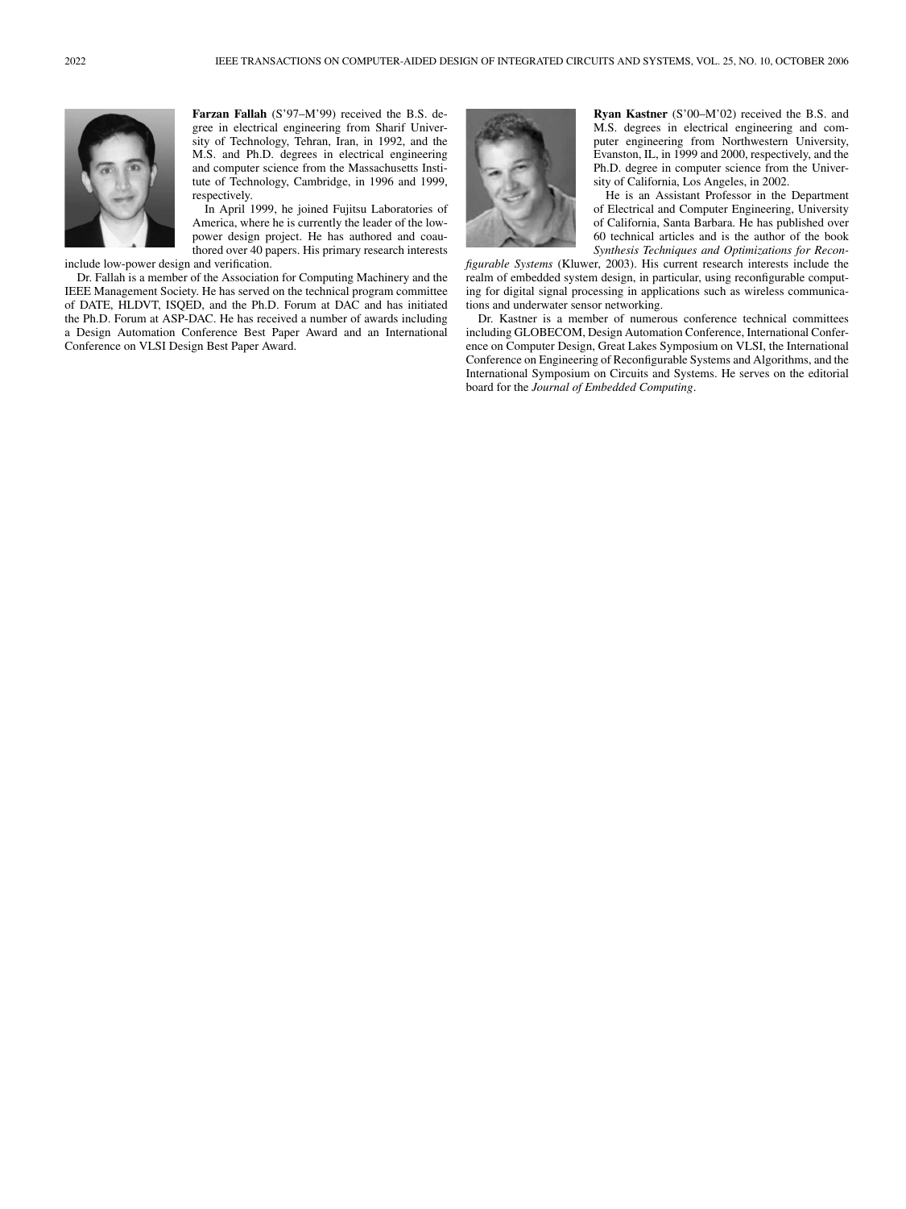**Farzan Fallah** (S'97–M'99) received the B.S. degree in electrical engineering from Sharif University of Technology, Tehran, Iran, in 1992, and the M.S. and Ph.D. degrees in electrical engineering and computer science from the Massachusetts Institute of Technology, Cambridge, in 1996 and 1999, respectively.

In April 1999, he joined Fujitsu Laboratories of America, where he is currently the leader of the low-power design project. He has authored and coauthored over 40 papers. His primary research interests include low-power design and verification.

Dr. Fallah is a member of the Association for Computing Machinery and the IEEE Management Society. He has served on the technical program committee of DATE, HLDVT, ISQED, and the Ph.D. Forum at DAC and has initiated the Ph.D. Forum at ASP-DAC. He has received a number of awards including a Design Automation Conference Best Paper Award and an International Conference on VLSI Design Best Paper Award.

**Ryan Kastner** (S'00–M'02) received the B.S. and M.S. degrees in electrical engineering and computer engineering from Northwestern University, Evanston, IL, in 1999 and 2000, respectively, and the Ph.D. degree in computer science from the University of California, Los Angeles, in 2002.

He is an Assistant Professor in the Department of Electrical and Computer Engineering, University of California, Santa Barbara. He has published over 60 technical articles and is the author of the book *Synthesis Techniques and Optimizations for Reconfigurable Systems* (Kluwer, 2003). His current research interests include the realm of embedded system design, in particular, using reconfigurable computing for digital signal processing in applications such as wireless communications and underwater sensor networking.

Dr. Kastner is a member of numerous conference technical committees including GLOBECOM, Design Automation Conference, International Conference on Computer Design, Great Lakes Symposium on VLSI, the International Conference on Engineering of Reconfigurable Systems and Algorithms, and the International Symposium on Circuits and Systems. He serves on the editorial board for the *Journal of Embedded Computing*.